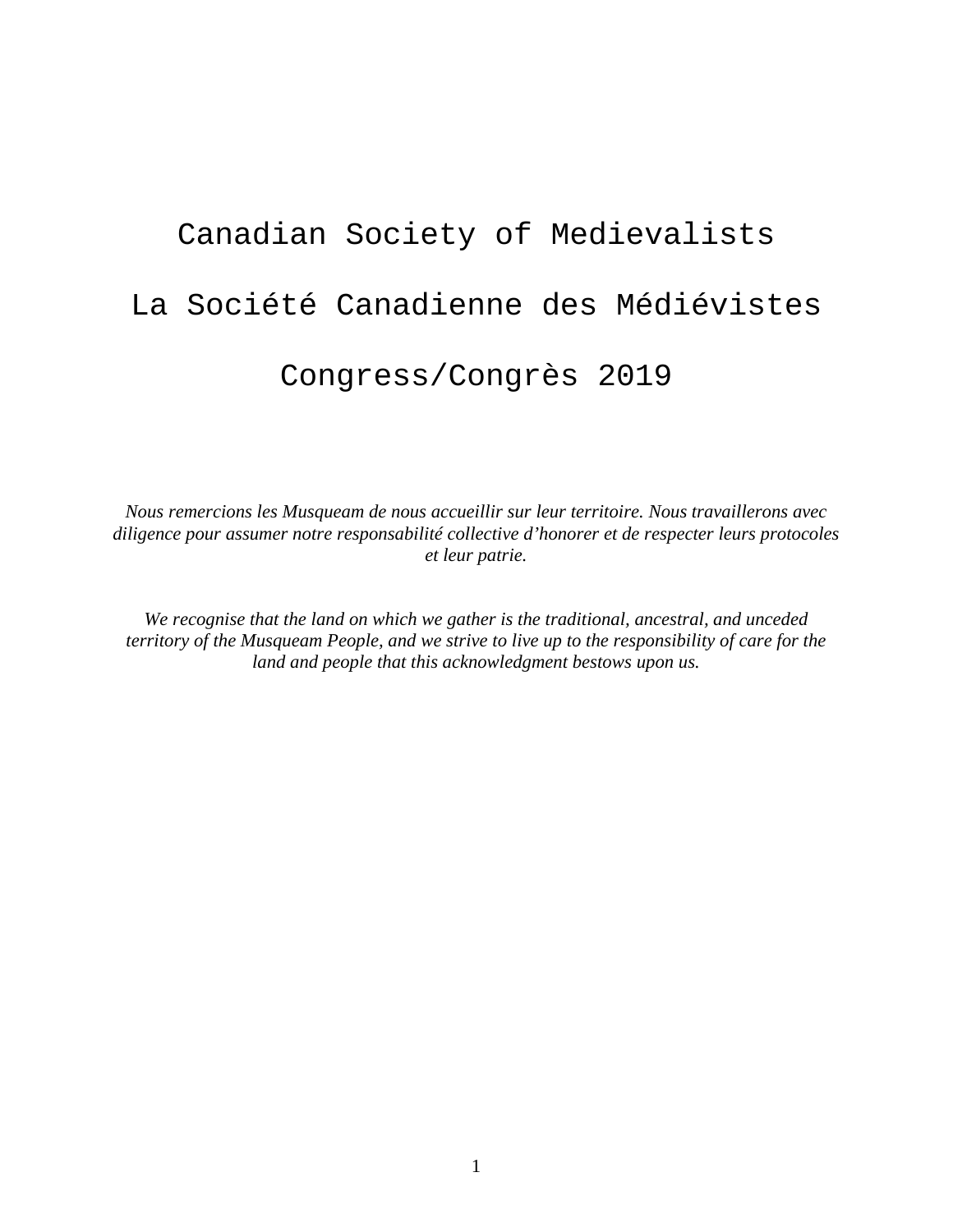# Canadian Society of Medievalists

# La Société Canadienne des Médiévistes

# Congress/Congrès 2019

*Nous remercions les Musqueam de nous accueillir sur leur territoire. Nous travaillerons avec diligence pour assumer notre responsabilité collective d'honorer et de respecter leurs protocoles et leur patrie.*

*We recognise that the land on which we gather is the traditional, ancestral, and unceded territory of the Musqueam People, and we strive to live up to the responsibility of care for the land and people that this acknowledgment bestows upon us.*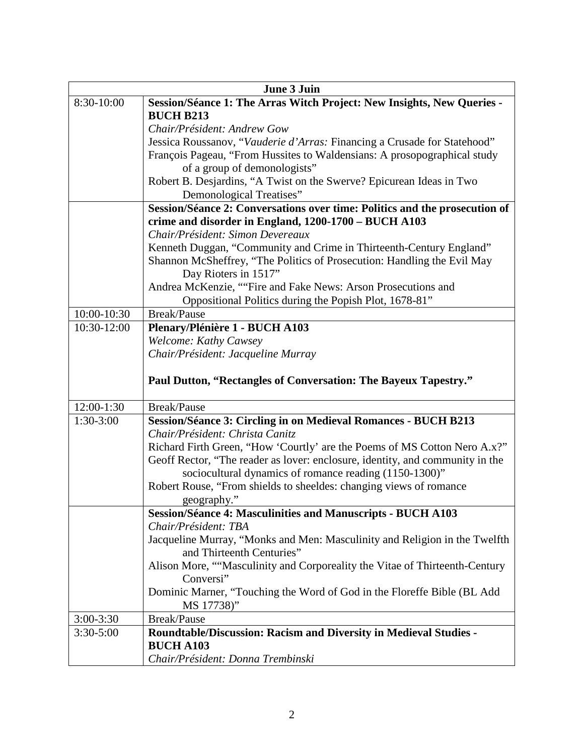| June 3 Juin | |
|---|---|
| 8:30-10:00 | **Session/Séance 1: The Arras Witch Project: New Insights, New Queries - BUCH B213**<br>*Chair/Président: Andrew Gow*<br>Jessica Roussanov, "*Vauderie d'Arras:* Financing a Crusade for Statehood"<br>François Pageau, "From Hussites to Waldensians: A prosopographical study of a group of demonologists"<br>Robert B. Desjardins, "A Twist on the Swerve? Epicurean Ideas in Two Demonological Treatises" |
| | **Session/Séance 2: Conversations over time: Politics and the prosecution of crime and disorder in England, 1200-1700 – BUCH A103**<br>*Chair/Président: Simon Devereaux*<br>Kenneth Duggan, "Community and Crime in Thirteenth-Century England"<br>Shannon McSheffrey, "The Politics of Prosecution: Handling the Evil May Day Rioters in 1517"<br>Andrea McKenzie, ""Fire and Fake News: Arson Prosecutions and Oppositional Politics during the Popish Plot, 1678-81" |
| 10:00-10:30 | Break/Pause |
| 10:30-12:00 | **Plenary/Plénière 1 - BUCH A103**<br>*Welcome: Kathy Cawsey*<br>*Chair/Président: Jacqueline Murray*<br><br>**Paul Dutton, "Rectangles of Conversation: The Bayeux Tapestry."** |
| 12:00-1:30 | Break/Pause |
| 1:30-3:00 | **Session/Séance 3: Circling in on Medieval Romances - BUCH B213**<br>*Chair/Président: Christa Canitz*<br>Richard Firth Green, "How 'Courtly' are the Poems of MS Cotton Nero A.x?"<br>Geoff Rector, "The reader as lover: enclosure, identity, and community in the sociocultural dynamics of romance reading (1150-1300)"<br>Robert Rouse, "From shields to sheeldes: changing views of romance geography." |
| | **Session/Séance 4: Masculinities and Manuscripts - BUCH A103**<br>*Chair/Président: TBA*<br>Jacqueline Murray, "Monks and Men: Masculinity and Religion in the Twelfth and Thirteenth Centuries"<br>Alison More, ""Masculinity and Corporeality the Vitae of Thirteenth-Century Conversi"<br>Dominic Marner, "Touching the Word of God in the Floreffe Bible (BL Add MS 17738)" |
| 3:00-3:30 | Break/Pause |
| 3:30-5:00 | **Roundtable/Discussion: Racism and Diversity in Medieval Studies - BUCH A103**<br>*Chair/Président: Donna Trembinski* |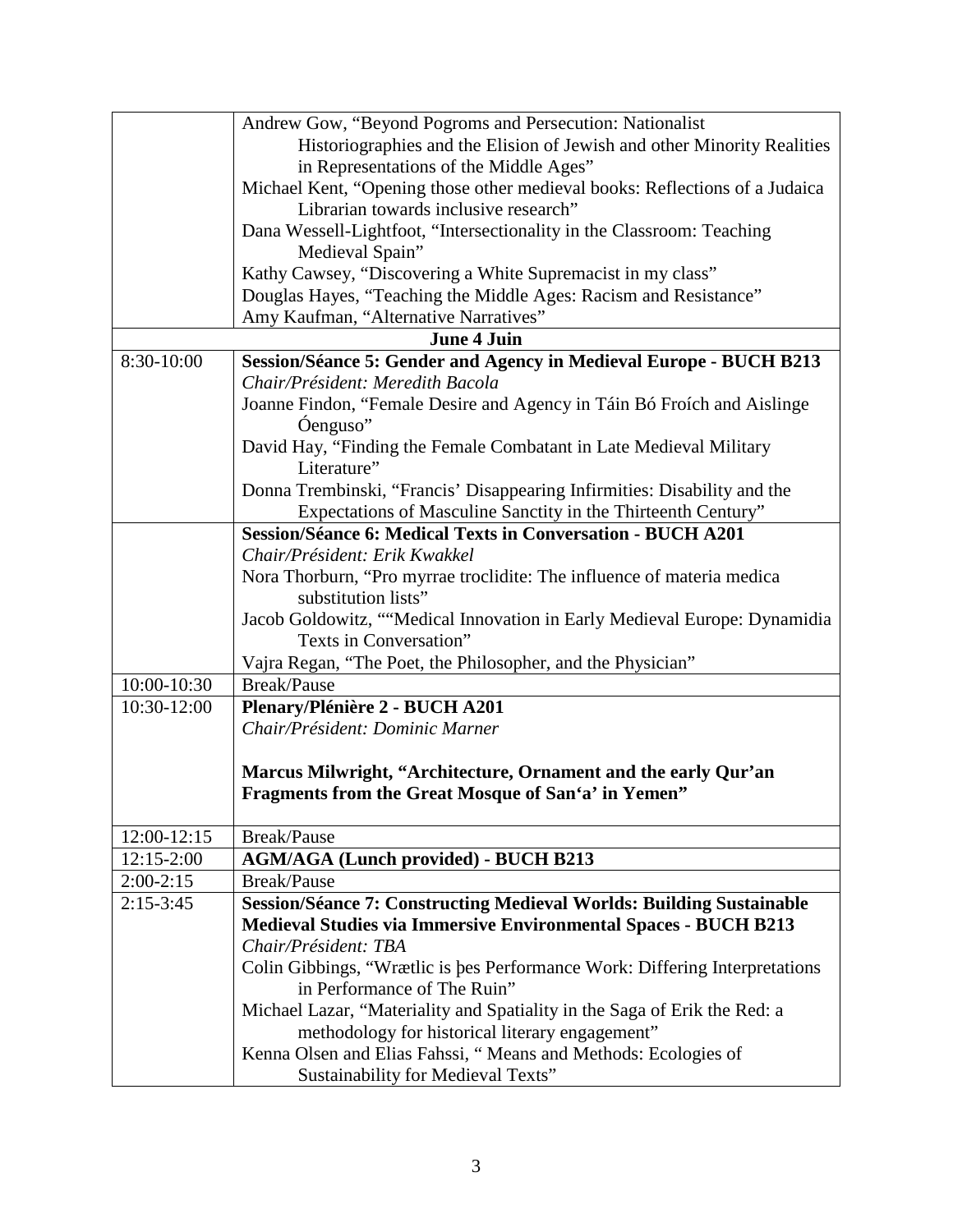| | |
|---|---|
| | Andrew Gow, "Beyond Pogroms and Persecution: Nationalist Historiographies and the Elision of Jewish and other Minority Realities in Representations of the Middle Ages"<br>Michael Kent, "Opening those other medieval books: Reflections of a Judaica Librarian towards inclusive research"<br>Dana Wessell-Lightfoot, "Intersectionality in the Classroom: Teaching Medieval Spain"<br>Kathy Cawsey, "Discovering a White Supremacist in my class"<br>Douglas Hayes, "Teaching the Middle Ages: Racism and Resistance"<br>Amy Kaufman, "Alternative Narratives" |
| **June 4 Juin** | |
| 8:30-10:00 | **Session/Séance 5: Gender and Agency in Medieval Europe - BUCH B213**<br>*Chair/Président: Meredith Bacola*<br>Joanne Findon, "Female Desire and Agency in Táin Bó Froích and Aislinge Óenguso"<br>David Hay, "Finding the Female Combatant in Late Medieval Military Literature"<br>Donna Trembinski, "Francis' Disappearing Infirmities: Disability and the Expectations of Masculine Sanctity in the Thirteenth Century" |
| | **Session/Séance 6: Medical Texts in Conversation - BUCH A201**<br>*Chair/Président: Erik Kwakkel*<br>Nora Thorburn, "Pro myrrae troclidite: The influence of materia medica substitution lists"<br>Jacob Goldowitz, ""Medical Innovation in Early Medieval Europe: Dynamidia Texts in Conversation"<br>Vajra Regan, "The Poet, the Philosopher, and the Physician" |
| 10:00-10:30 | Break/Pause |
| 10:30-12:00 | **Plenary/Plénière 2 - BUCH A201**<br>*Chair/Président: Dominic Marner*<br><br>**Marcus Milwright, "Architecture, Ornament and the early Qur'an Fragments from the Great Mosque of San'a' in Yemen"** |
| 12:00-12:15 | Break/Pause |
| 12:15-2:00 | **AGM/AGA (Lunch provided) - BUCH B213** |
| 2:00-2:15 | Break/Pause |
| 2:15-3:45 | **Session/Séance 7: Constructing Medieval Worlds: Building Sustainable Medieval Studies via Immersive Environmental Spaces - BUCH B213**<br>*Chair/Président: TBA*<br>Colin Gibbings, "Wrætlic is þes Performance Work: Differing Interpretations in Performance of The Ruin"<br>Michael Lazar, "Materiality and Spatiality in the Saga of Erik the Red: a methodology for historical literary engagement"<br>Kenna Olsen and Elias Fahssi, " Means and Methods: Ecologies of Sustainability for Medieval Texts" |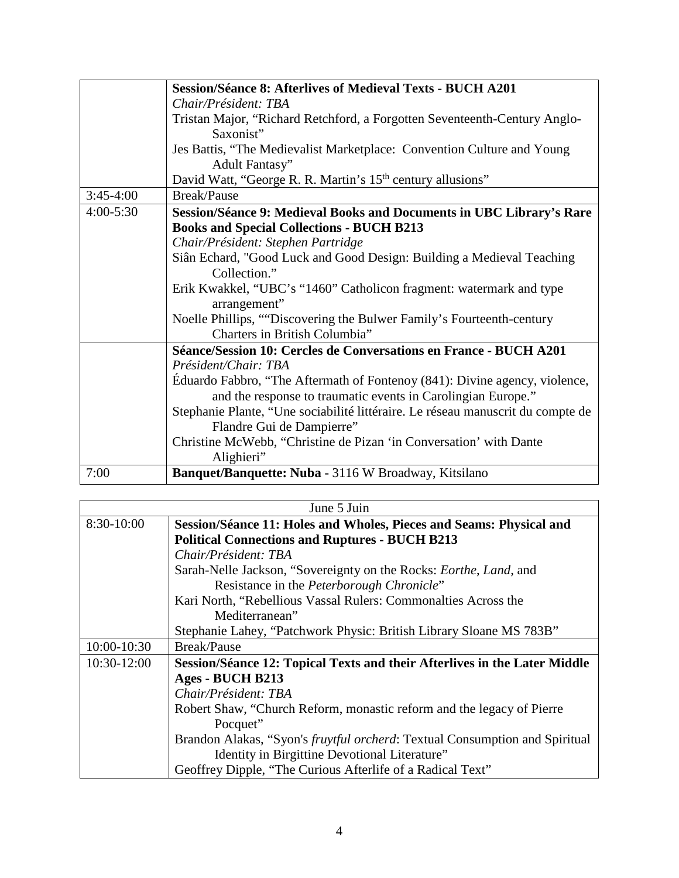| | |
|---|---|
| | **Session/Séance 8: Afterlives of Medieval Texts - BUCH A201**<br>*Chair/Président: TBA*<br>Tristan Major, "Richard Retchford, a Forgotten Seventeenth-Century Anglo-Saxonist"<br>Jes Battis, "The Medievalist Marketplace: Convention Culture and Young Adult Fantasy"<br>David Watt, "George R. R. Martin's 15th century allusions" |
| 3:45-4:00 | Break/Pause |
| 4:00-5:30 | **Session/Séance 9: Medieval Books and Documents in UBC Library's Rare Books and Special Collections - BUCH B213**<br>*Chair/Président: Stephen Partridge*<br>Siân Echard, "Good Luck and Good Design: Building a Medieval Teaching Collection."<br>Erik Kwakkel, "UBC's "1460" Catholicon fragment: watermark and type arrangement"<br>Noelle Phillips, ""Discovering the Bulwer Family's Fourteenth-century Charters in British Columbia" |
| | **Séance/Session 10: Cercles de Conversations en France - BUCH A201**<br>*Président/Chair: TBA*<br>Éduardo Fabbro, "The Aftermath of Fontenoy (841): Divine agency, violence, and the response to traumatic events in Carolingian Europe."<br>Stephanie Plante, "Une sociabilité littéraire. Le réseau manuscrit du compte de Flandre Gui de Dampierre"<br>Christine McWebb, "Christine de Pizan 'in Conversation' with Dante Alighieri" |
| 7:00 | **Banquet/Banquette: Nuba -** 3116 W Broadway, Kitsilano |

| June 5 Juin | |
|---|---|
| 8:30-10:00 | **Session/Séance 11: Holes and Wholes, Pieces and Seams: Physical and Political Connections and Ruptures - BUCH B213**<br>*Chair/Président: TBA*<br>Sarah-Nelle Jackson, "Sovereignty on the Rocks: *Eorthe*, *Land*, and Resistance in the *Peterborough Chronicle*"<br>Kari North, "Rebellious Vassal Rulers: Commonalties Across the Mediterranean"<br>Stephanie Lahey, "Patchwork Physic: British Library Sloane MS 783B" |
| 10:00-10:30 | Break/Pause |
| 10:30-12:00 | **Session/Séance 12: Topical Texts and their Afterlives in the Later Middle Ages - BUCH B213**<br>*Chair/Président: TBA*<br>Robert Shaw, "Church Reform, monastic reform and the legacy of Pierre Pocquet"<br>Brandon Alakas, "Syon's *fruytful orcherd*: Textual Consumption and Spiritual Identity in Birgittine Devotional Literature"<br>Geoffrey Dipple, "The Curious Afterlife of a Radical Text" |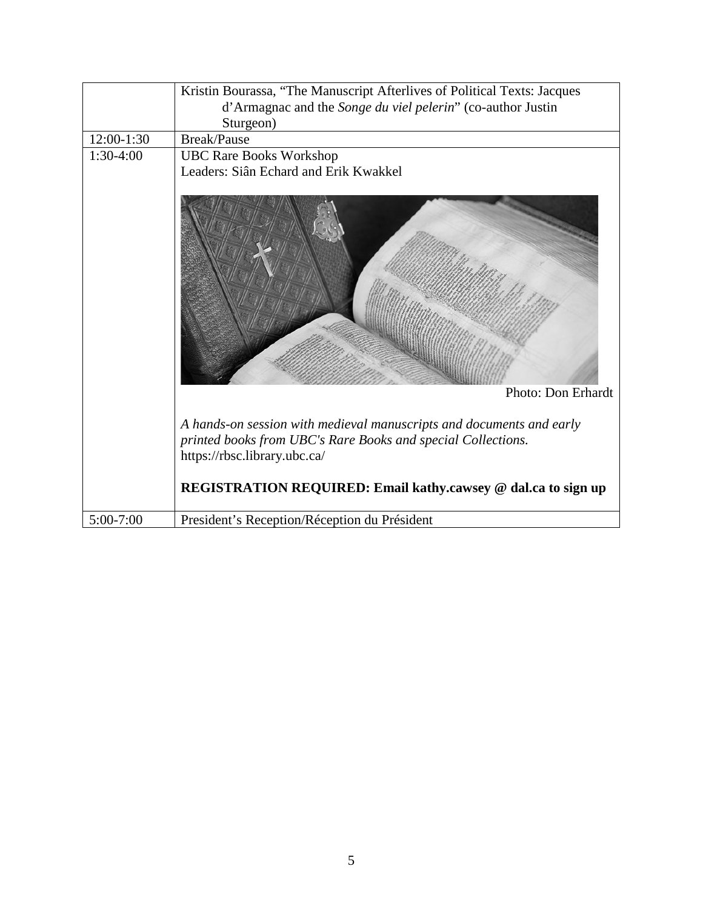| | |
|---|---|
| | Kristin Bourassa, "The Manuscript Afterlives of Political Texts: Jacques d'Armagnac and the *Songe du viel pelerin*" (co-author Justin Sturgeon) |
| 12:00-1:30 | Break/Pause |
| 1:30-4:00 | UBC Rare Books Workshop<br>Leaders: Siân Echard and Erik Kwakkel<br><br>Photo: Don Erhardt<br><br>*A hands-on session with medieval manuscripts and documents and early printed books from UBC's Rare Books and special Collections.*<br>https://rbsc.library.ubc.ca/<br><br>**REGISTRATION REQUIRED: Email kathy.cawsey @ dal.ca to sign up** |
| 5:00-7:00 | President's Reception/Réception du Président |